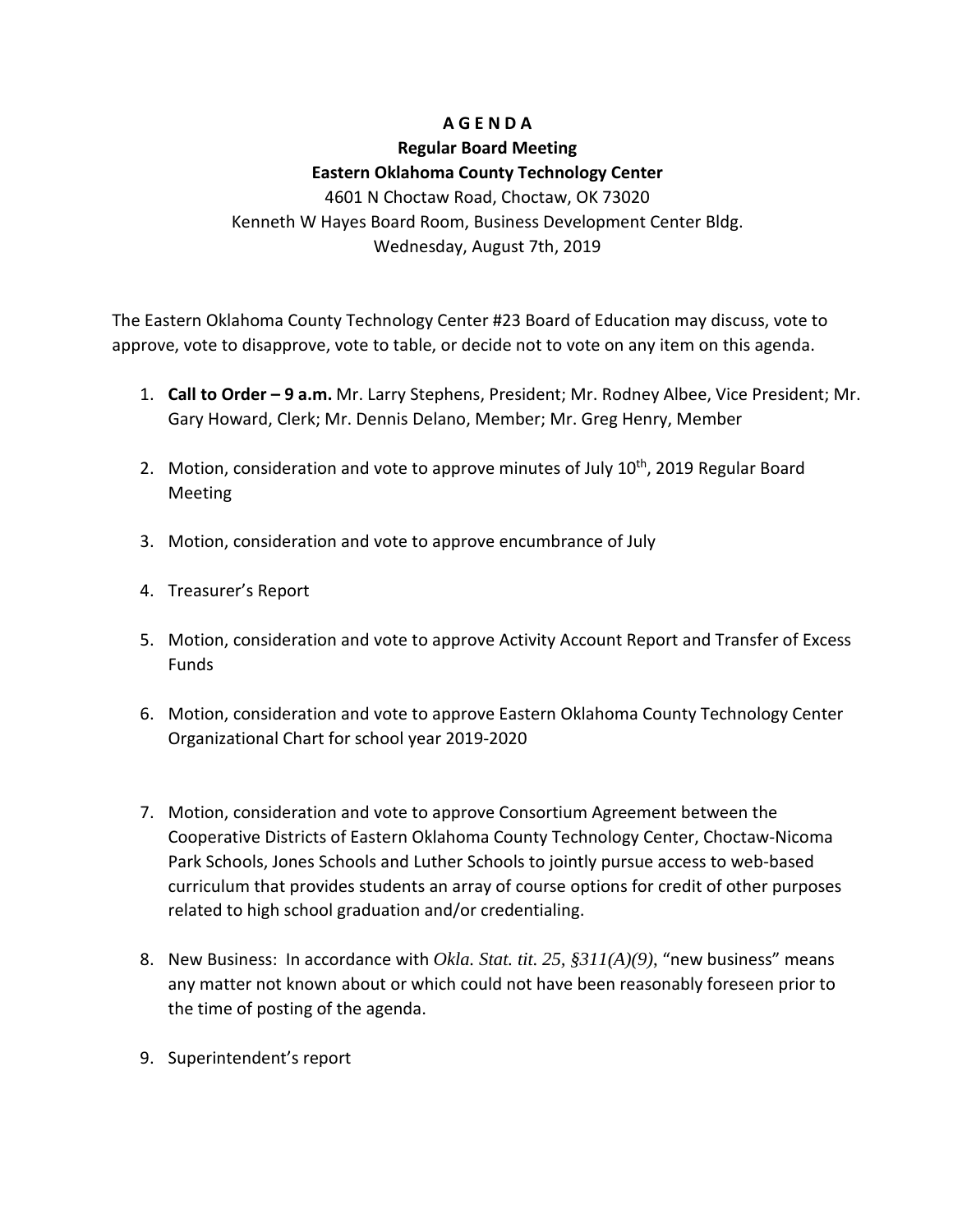# A G E N D A

## Regular Board Meeting

## Eastern Oklahoma County Technology Center

4601 N Choctaw Road, Choctaw, OK 73020
Kenneth W Hayes Board Room, Business Development Center Bldg.
Wednesday, August 7th, 2019

The Eastern Oklahoma County Technology Center #23 Board of Education may discuss, vote to approve, vote to disapprove, vote to table, or decide not to vote on any item on this agenda.

1. **Call to Order – 9 a.m.** Mr. Larry Stephens, President; Mr. Rodney Albee, Vice President; Mr. Gary Howard, Clerk; Mr. Dennis Delano, Member; Mr. Greg Henry, Member

2. Motion, consideration and vote to approve minutes of July 10th, 2019 Regular Board Meeting

3. Motion, consideration and vote to approve encumbrance of July

4. Treasurer's Report

5. Motion, consideration and vote to approve Activity Account Report and Transfer of Excess Funds

6. Motion, consideration and vote to approve Eastern Oklahoma County Technology Center Organizational Chart for school year 2019-2020

7. Motion, consideration and vote to approve Consortium Agreement between the Cooperative Districts of Eastern Oklahoma County Technology Center, Choctaw-Nicoma Park Schools, Jones Schools and Luther Schools to jointly pursue access to web-based curriculum that provides students an array of course options for credit of other purposes related to high school graduation and/or credentialing.

8. New Business: In accordance with *Okla. Stat. tit. 25, §311(A)(9)*, "new business" means any matter not known about or which could not have been reasonably foreseen prior to the time of posting of the agenda.

9. Superintendent's report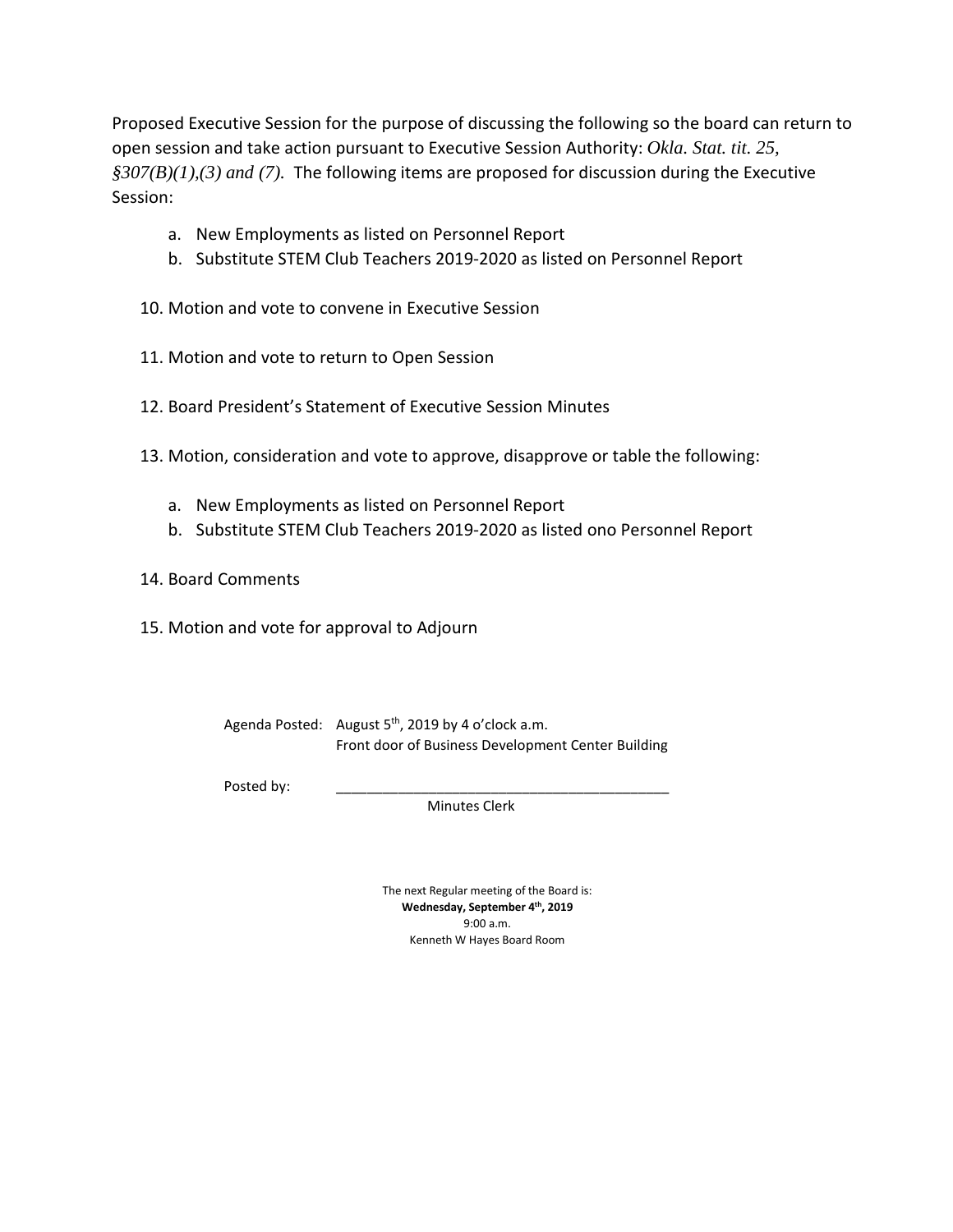Proposed Executive Session for the purpose of discussing the following so the board can return to open session and take action pursuant to Executive Session Authority: *Okla. Stat. tit. 25, §307(B)(1),(3) and (7).* The following items are proposed for discussion during the Executive Session:

a. New Employments as listed on Personnel Report
b. Substitute STEM Club Teachers 2019-2020 as listed on Personnel Report

10. Motion and vote to convene in Executive Session

11. Motion and vote to return to Open Session

12. Board President's Statement of Executive Session Minutes

13. Motion, consideration and vote to approve, disapprove or table the following:

    a. New Employments as listed on Personnel Report
    b. Substitute STEM Club Teachers 2019-2020 as listed ono Personnel Report

14. Board Comments

15. Motion and vote for approval to Adjourn

Agenda Posted: August 5th, 2019 by 4 o'clock a.m.
Front door of Business Development Center Building

Posted by: ____________________________________________
Minutes Clerk

The next Regular meeting of the Board is:
**Wednesday, September 4th, 2019**
9:00 a.m.
Kenneth W Hayes Board Room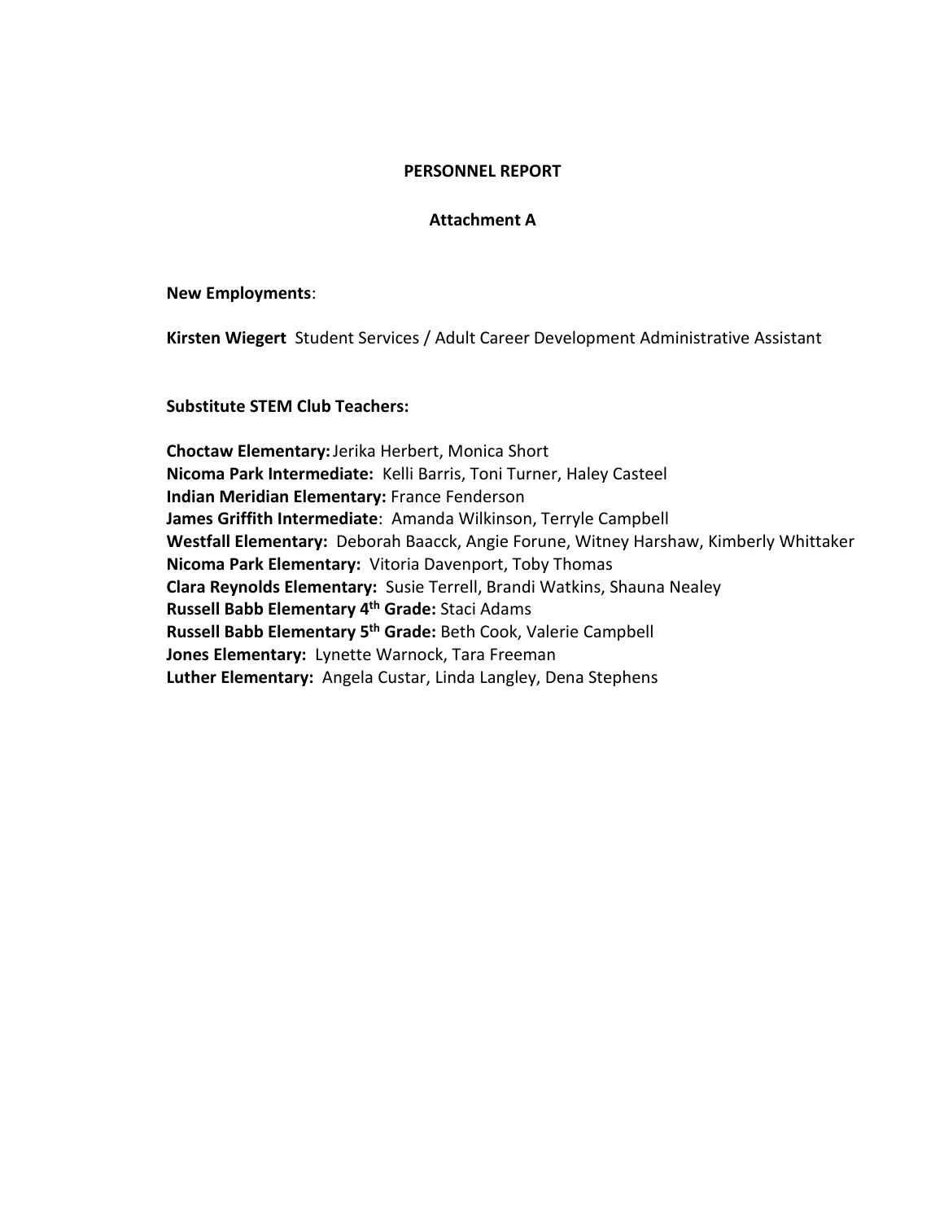**PERSONNEL REPORT**

**Attachment A**

**New Employments**:

**Kirsten Wiegert** Student Services / Adult Career Development Administrative Assistant

**Substitute STEM Club Teachers:**

**Choctaw Elementary:** Jerika Herbert, Monica Short
**Nicoma Park Intermediate:** Kelli Barris, Toni Turner, Haley Casteel
**Indian Meridian Elementary:** France Fenderson
**James Griffith Intermediate**: Amanda Wilkinson, Terryle Campbell
**Westfall Elementary:** Deborah Baacck, Angie Forune, Witney Harshaw, Kimberly Whittaker
**Nicoma Park Elementary:** Vitoria Davenport, Toby Thomas
**Clara Reynolds Elementary:** Susie Terrell, Brandi Watkins, Shauna Nealey
**Russell Babb Elementary 4th Grade:** Staci Adams
**Russell Babb Elementary 5th Grade:** Beth Cook, Valerie Campbell
**Jones Elementary:** Lynette Warnock, Tara Freeman
**Luther Elementary:** Angela Custar, Linda Langley, Dena Stephens